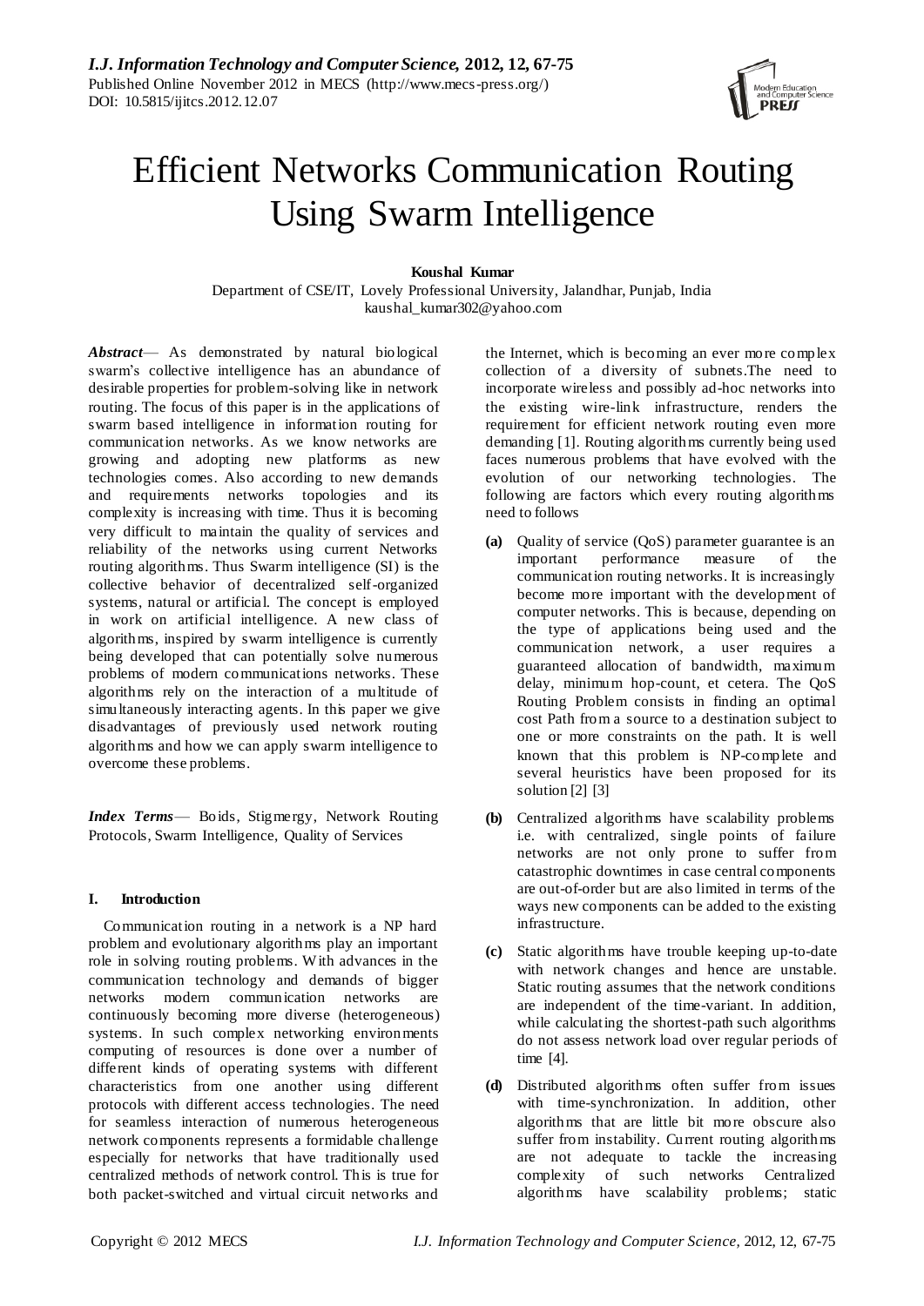# Efficient Networks Communication Routing Using Swarm Intelligence

**Koushal Kumar**

Department of CSE/IT, Lovely Professional University, Jalandhar, Punjab, India
kaushal_kumar302@yahoo.com

***Abstract*** — As demonstrated by natural biological swarm's collective intelligence has an abundance of desirable properties for problem-solving like in network routing. The focus of this paper is in the applications of swarm based intelligence in information routing for communication networks. As we know networks are growing and adopting new platforms as new technologies comes. Also according to new demands and requirements networks topologies and its complexity is increasing with time. Thus it is becoming very difficult to maintain the quality of services and reliability of the networks using current Networks routing algorithms. Thus Swarm intelligence (SI) is the collective behavior of decentralized self-organized systems, natural or artificial. The concept is employed in work on artificial intelligence. A new class of algorithms, inspired by swarm intelligence is currently being developed that can potentially solve numerous problems of modern communications networks. These algorithms rely on the interaction of a multitude of simultaneously interacting agents. In this paper we give disadvantages of previously used network routing algorithms and how we can apply swarm intelligence to overcome these problems.

***Index Terms*** — Boids, Stigmergy, Network Routing Protocols, Swarm Intelligence, Quality of Services

## I. Introduction

Communication routing in a network is a NP hard problem and evolutionary algorithms play an important role in solving routing problems. With advances in the communication technology and demands of bigger networks modern communication networks are continuously becoming more diverse (heterogeneous) systems. In such complex networking environments computing of resources is done over a number of different kinds of operating systems with different characteristics from one another using different protocols with different access technologies. The need for seamless interaction of numerous heterogeneous network components represents a formidable challenge especially for networks that have traditionally used centralized methods of network control. This is true for both packet-switched and virtual circuit networks and the Internet, which is becoming an ever more complex collection of a diversity of subnets.The need to incorporate wireless and possibly ad-hoc networks into the existing wire-link infrastructure, renders the requirement for efficient network routing even more demanding [1]. Routing algorithms currently being used faces numerous problems that have evolved with the evolution of our networking technologies. The following are factors which every routing algorithms need to follows

**(a)** Quality of service (QoS) parameter guarantee is an important performance measure of the communication routing networks. It is increasingly become more important with the development of computer networks. This is because, depending on the type of applications being used and the communication network, a user requires a guaranteed allocation of bandwidth, maximum delay, minimum hop-count, et cetera. The QoS Routing Problem consists in finding an optimal cost Path from a source to a destination subject to one or more constraints on the path. It is well known that this problem is NP-complete and several heuristics have been proposed for its solution [2] [3]

**(b)** Centralized algorithms have scalability problems i.e. with centralized, single points of failure networks are not only prone to suffer from catastrophic downtimes in case central components are out-of-order but are also limited in terms of the ways new components can be added to the existing infrastructure.

**(c)** Static algorithms have trouble keeping up-to-date with network changes and hence are unstable. Static routing assumes that the network conditions are independent of the time-variant. In addition, while calculating the shortest-path such algorithms do not assess network load over regular periods of time [4].

**(d)** Distributed algorithms often suffer from issues with time-synchronization. In addition, other algorithms that are little bit more obscure also suffer from instability. Current routing algorithms are not adequate to tackle the increasing complexity of such networks Centralized algorithms have scalability problems; static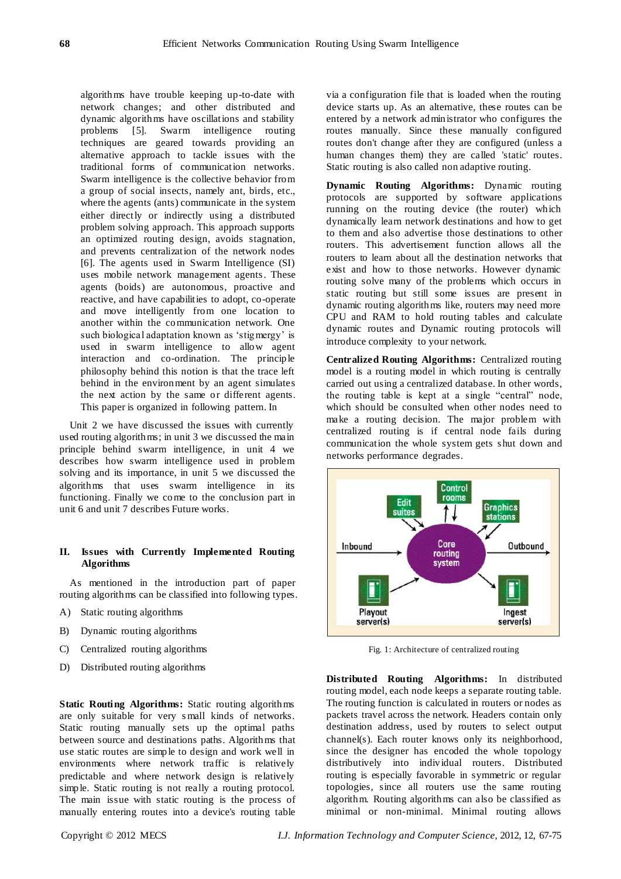algorithms have trouble keeping up-to-date with network changes; and other distributed and dynamic algorithms have oscillations and stability problems [5]. Swarm intelligence routing techniques are geared towards providing an alternative approach to tackle issues with the traditional forms of communication networks. Swarm intelligence is the collective behavior from a group of social insects, namely ant, birds, etc., where the agents (ants) communicate in the system either directly or indirectly using a distributed problem solving approach. This approach supports an optimized routing design, avoids stagnation, and prevents centralization of the network nodes [6]. The agents used in Swarm Intelligence (SI) uses mobile network management agents. These agents (boids) are autonomous, proactive and reactive, and have capabilities to adopt, co-operate and move intelligently from one location to another within the communication network. One such biological adaptation known as 'stigmergy' is used in swarm intelligence to allow agent interaction and co-ordination. The principle philosophy behind this notion is that the trace left behind in the environment by an agent simulates the next action by the same or different agents. This paper is organized in following pattern. In

Unit 2 we have discussed the issues with currently used routing algorithms; in unit 3 we discussed the main principle behind swarm intelligence, in unit 4 we describes how swarm intelligence used in problem solving and its importance, in unit 5 we discussed the algorithms that uses swarm intelligence in its functioning. Finally we come to the conclusion part in unit 6 and unit 7 describes Future works.

## II. Issues with Currently Implemented Routing Algorithms

As mentioned in the introduction part of paper routing algorithms can be classified into following types.

A) Static routing algorithms

B) Dynamic routing algorithms

C) Centralized routing algorithms

D) Distributed routing algorithms

**Static Routing Algorithms:** Static routing algorithms are only suitable for very small kinds of networks. Static routing manually sets up the optimal paths between source and destinations paths. Algorithms that use static routes are simple to design and work well in environments where network traffic is relatively predictable and where network design is relatively simple. Static routing is not really a routing protocol. The main issue with static routing is the process of manually entering routes into a device's routing table via a configuration file that is loaded when the routing device starts up. As an alternative, these routes can be entered by a network administrator who configures the routes manually. Since these manually configured routes don't change after they are configured (unless a human changes them) they are called 'static' routes. Static routing is also called non adaptive routing.

**Dynamic Routing Algorithms:** Dynamic routing protocols are supported by software applications running on the routing device (the router) which dynamically learn network destinations and how to get to them and also advertise those destinations to other routers. This advertisement function allows all the routers to learn about all the destination networks that exist and how to those networks. However dynamic routing solve many of the problems which occurs in static routing but still some issues are present in dynamic routing algorithms like, routers may need more CPU and RAM to hold routing tables and calculate dynamic routes and Dynamic routing protocols will introduce complexity to your network.

**Centralized Routing Algorithms:** Centralized routing model is a routing model in which routing is centrally carried out using a centralized database. In other words, the routing table is kept at a single "central" node, which should be consulted when other nodes need to make a routing decision. The major problem with centralized routing is if central node fails during communication the whole system gets shut down and networks performance degrades.

Fig. 1: Architecture of centralized routing

**Distributed Routing Algorithms:** In distributed routing model, each node keeps a separate routing table. The routing function is calculated in routers or nodes as packets travel across the network. Headers contain only destination address, used by routers to select output channel(s). Each router knows only its neighborhood, since the designer has encoded the whole topology distributively into individual routers. Distributed routing is especially favorable in symmetric or regular topologies, since all routers use the same routing algorithm. Routing algorithms can also be classified as minimal or non-minimal. Minimal routing allows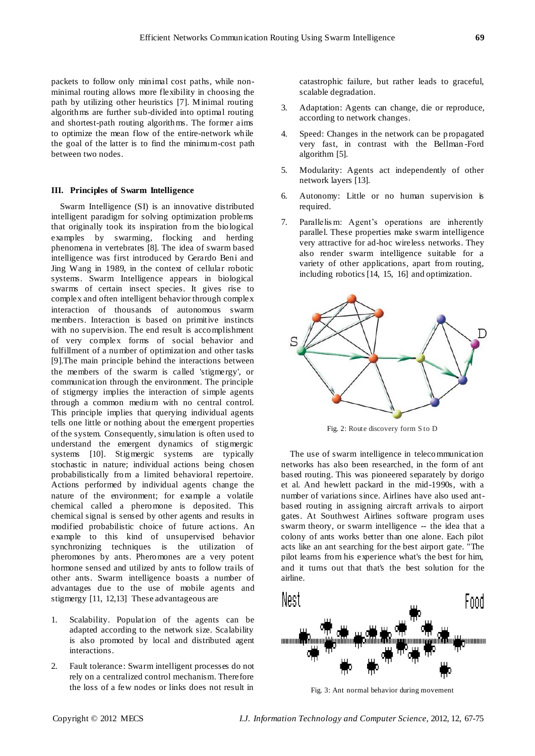packets to follow only minimal cost paths, while non-minimal routing allows more flexibility in choosing the path by utilizing other heuristics [7]. Minimal routing algorithms are further sub-divided into optimal routing and shortest-path routing algorithms. The former aims to optimize the mean flow of the entire-network while the goal of the latter is to find the minimum-cost path between two nodes.

## III. Principles of Swarm Intelligence

Swarm Intelligence (SI) is an innovative distributed intelligent paradigm for solving optimization problems that originally took its inspiration from the biological examples by swarming, flocking and herding phenomena in vertebrates [8]. The idea of swarm based intelligence was first introduced by Gerardo Beni and Jing Wang in 1989, in the context of cellular robotic systems. Swarm Intelligence appears in biological swarms of certain insect species. It gives rise to complex and often intelligent behavior through complex interaction of thousands of autonomous swarm members. Interaction is based on primitive instincts with no supervision. The end result is accomplishment of very complex forms of social behavior and fulfillment of a number of optimization and other tasks [9].The main principle behind the interactions between the members of the swarm is called 'stigmergy', or communication through the environment. The principle of stigmergy implies the interaction of simple agents through a common medium with no central control. This principle implies that querying individual agents tells one little or nothing about the emergent properties of the system. Consequently, simulation is often used to understand the emergent dynamics of stigmergic systems [10]. Stigmergic systems are typically stochastic in nature; individual actions being chosen probabilistically from a limited behavioral repertoire. Actions performed by individual agents change the nature of the environment; for example a volatile chemical called a pheromone is deposited. This chemical signal is sensed by other agents and results in modified probabilistic choice of future actions. An example to this kind of unsupervised behavior synchronizing techniques is the utilization of pheromones by ants. Pheromones are a very potent hormone sensed and utilized by ants to follow trails of other ants. Swarm intelligence boasts a number of advantages due to the use of mobile agents and stigmergy [11, 12,13] These advantageous are

1. Scalability. Population of the agents can be adapted according to the network size. Scalability is also promoted by local and distributed agent interactions.
2. Fault tolerance: Swarm intelligent processes do not rely on a centralized control mechanism. Therefore the loss of a few nodes or links does not result in catastrophic failure, but rather leads to graceful, scalable degradation.
3. Adaptation: Agents can change, die or reproduce, according to network changes.
4. Speed: Changes in the network can be propagated very fast, in contrast with the Bellman-Ford algorithm [5].
5. Modularity: Agents act independently of other network layers [13].
6. Autonomy: Little or no human supervision is required.
7. Parallelism: Agent's operations are inherently parallel. These properties make swarm intelligence very attractive for ad-hoc wireless networks. They also render swarm intelligence suitable for a variety of other applications, apart from routing, including robotics [14, 15, 16] and optimization.

Fig. 2: Route discovery form S to D

The use of swarm intelligence in telecommunication networks has also been researched, in the form of ant based routing. This was pioneered separately by dorigo et al. And hewlett packard in the mid-1990s, with a number of variations since. Airlines have also used ant-based routing in assigning aircraft arrivals to airport gates. At Southwest Airlines software program uses swarm theory, or swarm intelligence -- the idea that a colony of ants works better than one alone. Each pilot acts like an ant searching for the best airport gate. "The pilot learns from his experience what's the best for him, and it turns out that that's the best solution for the airline.

Fig. 3: Ant normal behavior during movement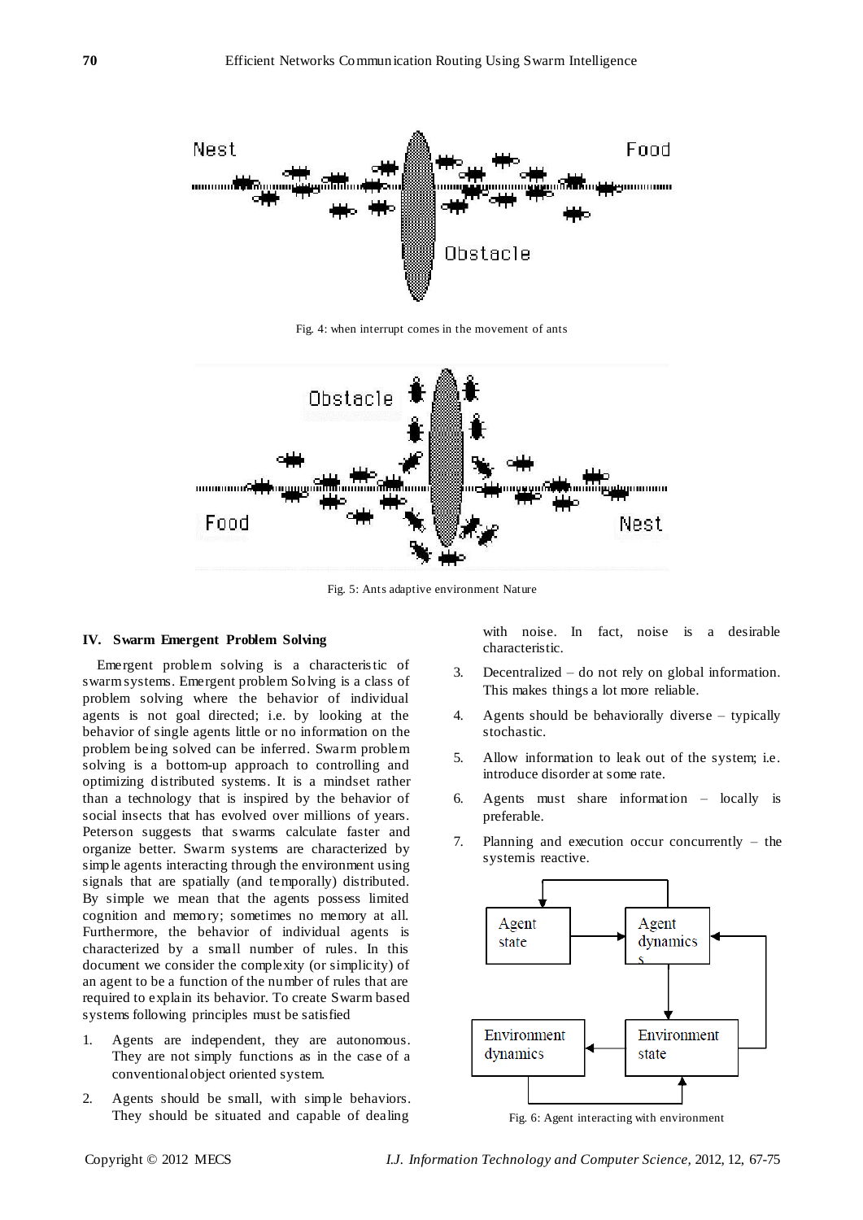Fig. 4: when interrupt comes in the movement of ants

Fig. 5: Ants adaptive environment Nature

## IV. Swarm Emergent Problem Solving

Emergent problem solving is a characteristic of swarm systems. Emergent problem Solving is a class of problem solving where the behavior of individual agents is not goal directed; i.e. by looking at the behavior of single agents little or no information on the problem being solved can be inferred. Swarm problem solving is a bottom-up approach to controlling and optimizing distributed systems. It is a mindset rather than a technology that is inspired by the behavior of social insects that has evolved over millions of years. Peterson suggests that swarms calculate faster and organize better. Swarm systems are characterized by simple agents interacting through the environment using signals that are spatially (and temporally) distributed. By simple we mean that the agents possess limited cognition and memory; sometimes no memory at all. Furthermore, the behavior of individual agents is characterized by a small number of rules. In this document we consider the complexity (or simplicity) of an agent to be a function of the number of rules that are required to explain its behavior. To create Swarm based systems following principles must be satisfied

1. Agents are independent, they are autonomous. They are not simply functions as in the case of a conventional object oriented system.
2. Agents should be small, with simple behaviors. They should be situated and capable of dealing with noise. In fact, noise is a desirable characteristic.
3. Decentralized – do not rely on global information. This makes things a lot more reliable.
4. Agents should be behaviorally diverse – typically stochastic.
5. Allow information to leak out of the system; i.e. introduce disorder at some rate.
6. Agents must share information – locally is preferable.
7. Planning and execution occur concurrently – the system is reactive.

Fig. 6: Agent interacting with environment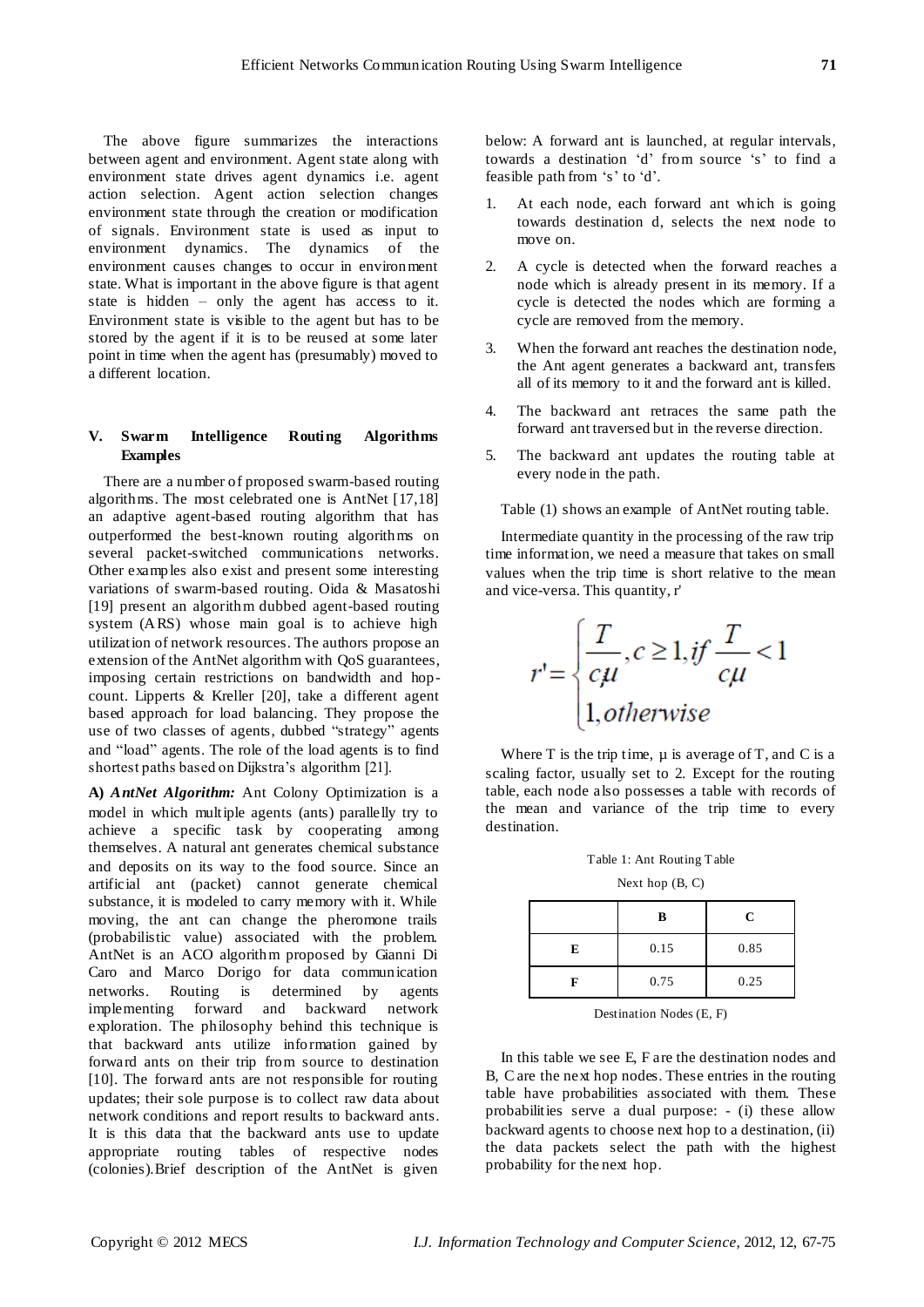The above figure summarizes the interactions between agent and environment. Agent state along with environment state drives agent dynamics i.e. agent action selection. Agent action selection changes environment state through the creation or modification of signals. Environment state is used as input to environment dynamics. The dynamics of the environment causes changes to occur in environment state. What is important in the above figure is that agent state is hidden – only the agent has access to it. Environment state is visible to the agent but has to be stored by the agent if it is to be reused at some later point in time when the agent has (presumably) moved to a different location.

## V. Swarm Intelligence Routing Algorithms Examples

There are a number of proposed swarm-based routing algorithms. The most celebrated one is AntNet [17,18] an adaptive agent-based routing algorithm that has outperformed the best-known routing algorithms on several packet-switched communications networks. Other examples also exist and present some interesting variations of swarm-based routing. Oida & Masatoshi [19] present an algorithm dubbed agent-based routing system (ARS) whose main goal is to achieve high utilization of network resources. The authors propose an extension of the AntNet algorithm with QoS guarantees, imposing certain restrictions on bandwidth and hop-count. Lipperts & Kreller [20], take a different agent based approach for load balancing. They propose the use of two classes of agents, dubbed "strategy" agents and "load" agents. The role of the load agents is to find shortest paths based on Dijkstra's algorithm [21].

**A) *AntNet Algorithm:*** Ant Colony Optimization is a model in which multiple agents (ants) parallelly try to achieve a specific task by cooperating among themselves. A natural ant generates chemical substance and deposits on its way to the food source. Since an artificial ant (packet) cannot generate chemical substance, it is modeled to carry memory with it. While moving, the ant can change the pheromone trails (probabilistic value) associated with the problem. AntNet is an ACO algorithm proposed by Gianni Di Caro and Marco Dorigo for data communication networks. Routing is determined by agents implementing forward and backward network exploration. The philosophy behind this technique is that backward ants utilize information gained by forward ants on their trip from source to destination [10]. The forward ants are not responsible for routing updates; their sole purpose is to collect raw data about network conditions and report results to backward ants. It is this data that the backward ants use to update appropriate routing tables of respective nodes (colonies). Brief description of the AntNet is given below: A forward ant is launched, at regular intervals, towards a destination 'd' from source 's' to find a feasible path from 's' to 'd'.

1. At each node, each forward ant which is going towards destination d, selects the next node to move on.
2. A cycle is detected when the forward reaches a node which is already present in its memory. If a cycle is detected the nodes which are forming a cycle are removed from the memory.
3. When the forward ant reaches the destination node, the Ant agent generates a backward ant, transfers all of its memory to it and the forward ant is killed.
4. The backward ant retraces the same path the forward ant traversed but in the reverse direction.
5. The backward ant updates the routing table at every node in the path.

Table (1) shows an example of AntNet routing table.

Intermediate quantity in the processing of the raw trip time information, we need a measure that takes on small values when the trip time is short relative to the mean and vice-versa. This quantity, r'

$$r' = \begin{cases} \dfrac{T}{c\mu}, c \geq 1, if \dfrac{T}{c\mu} < 1 \\ 1, otherwise \end{cases}$$

Where T is the trip time, μ is average of T, and C is a scaling factor, usually set to 2. Except for the routing table, each node also possesses a table with records of the mean and variance of the trip time to every destination.

Table 1: Ant Routing Table

Next hop (B, C)

|   | B | C |
|---|---|---|
| E | 0.15 | 0.85 |
| F | 0.75 | 0.25 |

Destination Nodes (E, F)

In this table we see E, F are the destination nodes and B, C are the next hop nodes. These entries in the routing table have probabilities associated with them. These probabilities serve a dual purpose: - (i) these allow backward agents to choose next hop to a destination, (ii) the data packets select the path with the highest probability for the next hop.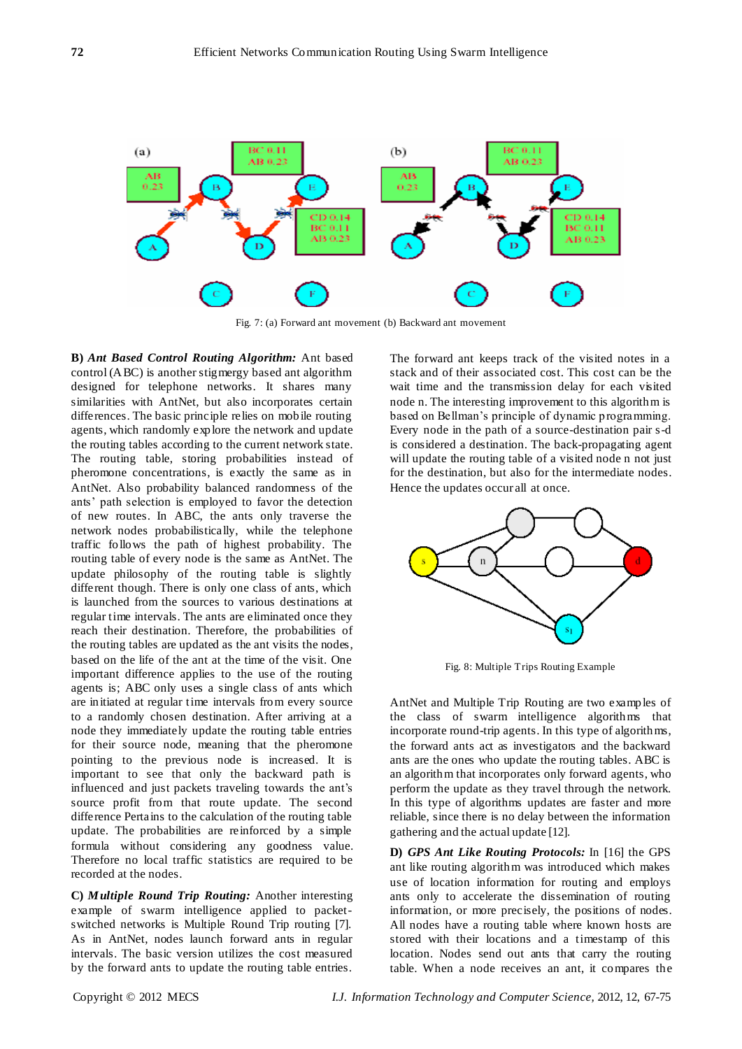Fig. 7: (a) Forward ant movement (b) Backward ant movement

**B)** ***Ant Based Control Routing Algorithm:*** Ant based control (ABC) is another stigmergy based ant algorithm designed for telephone networks. It shares many similarities with AntNet, but also incorporates certain differences. The basic principle relies on mobile routing agents, which randomly explore the network and update the routing tables according to the current network state. The routing table, storing probabilities instead of pheromone concentrations, is exactly the same as in AntNet. Also probability balanced randomness of the ants' path selection is employed to favor the detection of new routes. In ABC, the ants only traverse the network nodes probabilistically, while the telephone traffic follows the path of highest probability. The routing table of every node is the same as AntNet. The update philosophy of the routing table is slightly different though. There is only one class of ants, which is launched from the sources to various destinations at regular time intervals. The ants are eliminated once they reach their destination. Therefore, the probabilities of the routing tables are updated as the ant visits the nodes, based on the life of the ant at the time of the visit. One important difference applies to the use of the routing agents is; ABC only uses a single class of ants which are initiated at regular time intervals from every source to a randomly chosen destination. After arriving at a node they immediately update the routing table entries for their source node, meaning that the pheromone pointing to the previous node is increased. It is important to see that only the backward path is influenced and just packets traveling towards the ant's source profit from that route update. The second difference Pertains to the calculation of the routing table update. The probabilities are reinforced by a simple formula without considering any goodness value. Therefore no local traffic statistics are required to be recorded at the nodes.

**C)** ***Multiple Round Trip Routing:*** Another interesting example of swarm intelligence applied to packet-switched networks is Multiple Round Trip routing [7]. As in AntNet, nodes launch forward ants in regular intervals. The basic version utilizes the cost measured by the forward ants to update the routing table entries.

The forward ant keeps track of the visited notes in a stack and of their associated cost. This cost can be the wait time and the transmission delay for each visited node n. The interesting improvement to this algorithm is based on Bellman's principle of dynamic programming. Every node in the path of a source-destination pair s-d is considered a destination. The back-propagating agent will update the routing table of a visited node n not just for the destination, but also for the intermediate nodes. Hence the updates occur all at once.

Fig. 8: Multiple Trips Routing Example

AntNet and Multiple Trip Routing are two examples of the class of swarm intelligence algorithms that incorporate round-trip agents. In this type of algorithms, the forward ants act as investigators and the backward ants are the ones who update the routing tables. ABC is an algorithm that incorporates only forward agents, who perform the update as they travel through the network. In this type of algorithms updates are faster and more reliable, since there is no delay between the information gathering and the actual update [12].

**D)** ***GPS Ant Like Routing Protocols:*** In [16] the GPS ant like routing algorithm was introduced which makes use of location information for routing and employs ants only to accelerate the dissemination of routing information, or more precisely, the positions of nodes. All nodes have a routing table where known hosts are stored with their locations and a timestamp of this location. Nodes send out ants that carry the routing table. When a node receives an ant, it compares the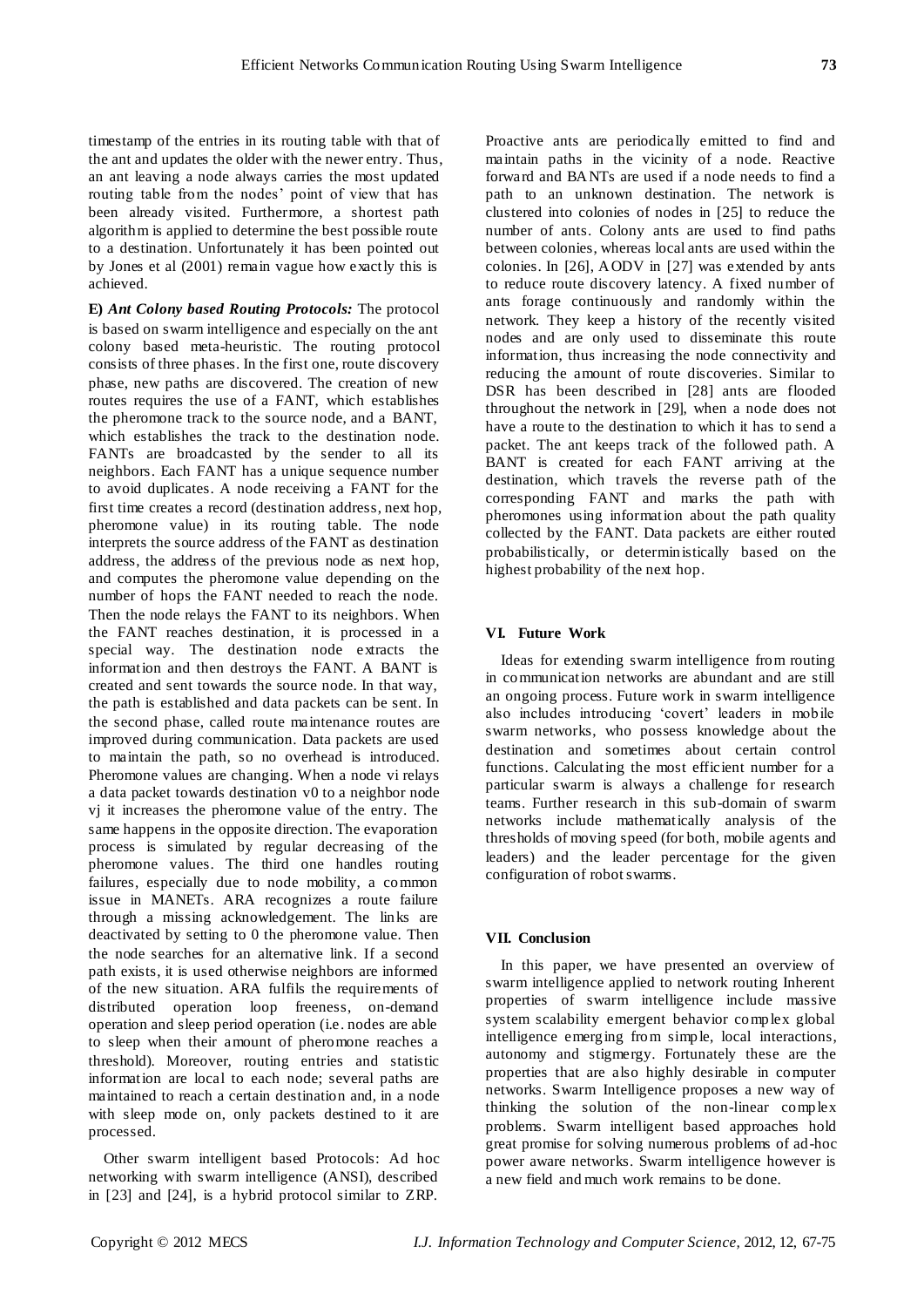timestamp of the entries in its routing table with that of the ant and updates the older with the newer entry. Thus, an ant leaving a node always carries the most updated routing table from the nodes' point of view that has been already visited. Furthermore, a shortest path algorithm is applied to determine the best possible route to a destination. Unfortunately it has been pointed out by Jones et al (2001) remain vague how exactly this is achieved.

**E) *Ant Colony based Routing Protocols:*** The protocol is based on swarm intelligence and especially on the ant colony based meta-heuristic. The routing protocol consists of three phases. In the first one, route discovery phase, new paths are discovered. The creation of new routes requires the use of a FANT, which establishes the pheromone track to the source node, and a BANT, which establishes the track to the destination node. FANTs are broadcasted by the sender to all its neighbors. Each FANT has a unique sequence number to avoid duplicates. A node receiving a FANT for the first time creates a record (destination address, next hop, pheromone value) in its routing table. The node interprets the source address of the FANT as destination address, the address of the previous node as next hop, and computes the pheromone value depending on the number of hops the FANT needed to reach the node. Then the node relays the FANT to its neighbors. When the FANT reaches destination, it is processed in a special way. The destination node extracts the information and then destroys the FANT. A BANT is created and sent towards the source node. In that way, the path is established and data packets can be sent. In the second phase, called route maintenance routes are improved during communication. Data packets are used to maintain the path, so no overhead is introduced. Pheromone values are changing. When a node vi relays a data packet towards destination v0 to a neighbor node vj it increases the pheromone value of the entry. The same happens in the opposite direction. The evaporation process is simulated by regular decreasing of the pheromone values. The third one handles routing failures, especially due to node mobility, a common issue in MANETs. ARA recognizes a route failure through a missing acknowledgement. The links are deactivated by setting to 0 the pheromone value. Then the node searches for an alternative link. If a second path exists, it is used otherwise neighbors are informed of the new situation. ARA fulfils the requirements of distributed operation loop freeness, on-demand operation and sleep period operation (i.e. nodes are able to sleep when their amount of pheromone reaches a threshold). Moreover, routing entries and statistic information are local to each node; several paths are maintained to reach a certain destination and, in a node with sleep mode on, only packets destined to it are processed.

Other swarm intelligent based Protocols: Ad hoc networking with swarm intelligence (ANSI), described in [23] and [24], is a hybrid protocol similar to ZRP. Proactive ants are periodically emitted to find and maintain paths in the vicinity of a node. Reactive forward and BANTs are used if a node needs to find a path to an unknown destination. The network is clustered into colonies of nodes in [25] to reduce the number of ants. Colony ants are used to find paths between colonies, whereas local ants are used within the colonies. In [26], AODV in [27] was extended by ants to reduce route discovery latency. A fixed number of ants forage continuously and randomly within the network. They keep a history of the recently visited nodes and are only used to disseminate this route information, thus increasing the node connectivity and reducing the amount of route discoveries. Similar to DSR has been described in [28] ants are flooded throughout the network in [29], when a node does not have a route to the destination to which it has to send a packet. The ant keeps track of the followed path. A BANT is created for each FANT arriving at the destination, which travels the reverse path of the corresponding FANT and marks the path with pheromones using information about the path quality collected by the FANT. Data packets are either routed probabilistically, or deterministically based on the highest probability of the next hop.

## VI. Future Work

Ideas for extending swarm intelligence from routing in communication networks are abundant and are still an ongoing process. Future work in swarm intelligence also includes introducing 'covert' leaders in mobile swarm networks, who possess knowledge about the destination and sometimes about certain control functions. Calculating the most efficient number for a particular swarm is always a challenge for research teams. Further research in this sub-domain of swarm networks include mathematically analysis of the thresholds of moving speed (for both, mobile agents and leaders) and the leader percentage for the given configuration of robot swarms.

## VII. Conclusion

In this paper, we have presented an overview of swarm intelligence applied to network routing Inherent properties of swarm intelligence include massive system scalability emergent behavior complex global intelligence emerging from simple, local interactions, autonomy and stigmergy. Fortunately these are the properties that are also highly desirable in computer networks. Swarm Intelligence proposes a new way of thinking the solution of the non-linear complex problems. Swarm intelligent based approaches hold great promise for solving numerous problems of ad-hoc power aware networks. Swarm intelligence however is a new field and much work remains to be done.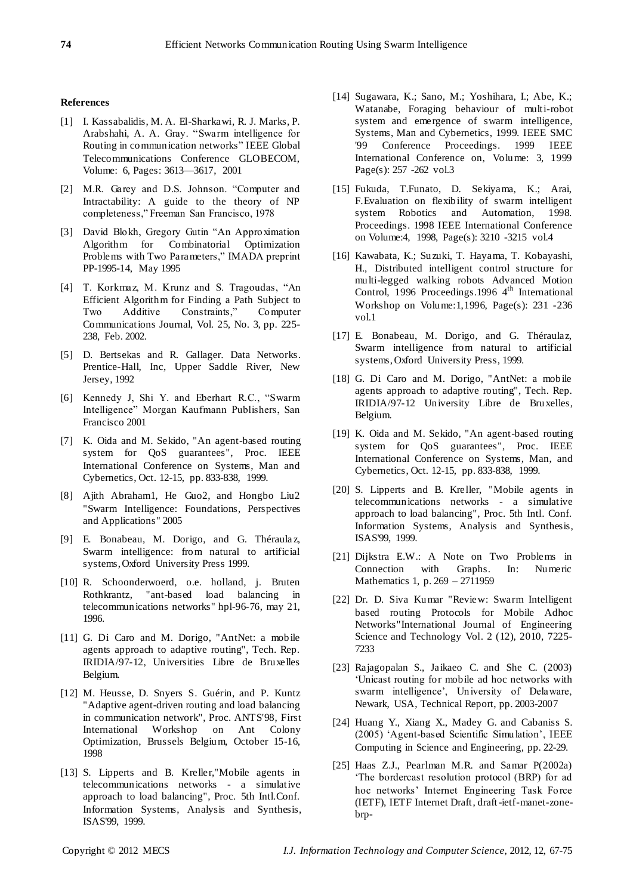#### References

[1] I. Kassabalidis, M. A. El-Sharkawi, R. J. Marks, P. Arabshahi, A. A. Gray. "Swarm intelligence for Routing in communication networks" IEEE Global Telecommunications Conference GLOBECOM, Volume: 6, Pages: 3613—3617, 2001

[2] M.R. Garey and D.S. Johnson. "Computer and Intractability: A guide to the theory of NP completeness," Freeman San Francisco, 1978

[3] David Blokh, Gregory Gutin "An Approximation Algorithm for Combinatorial Optimization Problems with Two Parameters," IMADA preprint PP-1995-14, May 1995

[4] T. Korkmaz, M. Krunz and S. Tragoudas, "An Efficient Algorithm for Finding a Path Subject to Two Additive Constraints," Computer Communications Journal, Vol. 25, No. 3, pp. 225-238, Feb. 2002.

[5] D. Bertsekas and R. Gallager. Data Networks. Prentice-Hall, Inc, Upper Saddle River, New Jersey, 1992

[6] Kennedy J, Shi Y. and Eberhart R.C., "Swarm Intelligence" Morgan Kaufmann Publishers, San Francisco 2001

[7] K. Oida and M. Sekido, "An agent-based routing system for QoS guarantees", Proc. IEEE International Conference on Systems, Man and Cybernetics, Oct. 12-15, pp. 833-838, 1999.

[8] Ajith Abraham1, He Guo2, and Hongbo Liu2 "Swarm Intelligence: Foundations, Perspectives and Applications" 2005

[9] E. Bonabeau, M. Dorigo, and G. Théraulaz, Swarm intelligence: from natural to artificial systems, Oxford University Press 1999.

[10] R. Schoonderwoerd, o.e. holland, j. Bruten Rothkrantz, "ant-based load balancing in telecommunications networks" hpl-96-76, may 21, 1996.

[11] G. Di Caro and M. Dorigo, "AntNet: a mobile agents approach to adaptive routing", Tech. Rep. IRIDIA/97-12, Universities Libre de Bruxelles Belgium.

[12] M. Heusse, D. Snyers S. Guérin, and P. Kuntz "Adaptive agent-driven routing and load balancing in communication network", Proc. ANTS'98, First International Workshop on Ant Colony Optimization, Brussels Belgium, October 15-16, 1998

[13] S. Lipperts and B. Kreller,"Mobile agents in telecommunications networks - a simulative approach to load balancing", Proc. 5th Intl.Conf. Information Systems, Analysis and Synthesis, ISAS'99, 1999.

[14] Sugawara, K.; Sano, M.; Yoshihara, I.; Abe, K.; Watanabe, Foraging behaviour of multi-robot system and emergence of swarm intelligence, Systems, Man and Cybernetics, 1999. IEEE SMC '99 Conference Proceedings. 1999 IEEE International Conference on, Volume: 3, 1999 Page(s): 257 -262 vol.3

[15] Fukuda, T.Funato, D. Sekiyama, K.; Arai, F.Evaluation on flexibility of swarm intelligent system Robotics and Automation, 1998. Proceedings. 1998 IEEE International Conference on Volume:4, 1998, Page(s): 3210 -3215 vol.4

[16] Kawabata, K.; Suzuki, T. Hayama, T. Kobayashi, H., Distributed intelligent control structure for multi-legged walking robots Advanced Motion Control, 1996 Proceedings.1996 4th International Workshop on Volume:1,1996, Page(s): 231 -236 vol.1

[17] E. Bonabeau, M. Dorigo, and G. Théraulaz, Swarm intelligence from natural to artificial systems, Oxford University Press, 1999.

[18] G. Di Caro and M. Dorigo, "AntNet: a mobile agents approach to adaptive routing", Tech. Rep. IRIDIA/97-12 University Libre de Bruxelles, Belgium.

[19] K. Oida and M. Sekido, "An agent-based routing system for QoS guarantees", Proc. IEEE International Conference on Systems, Man, and Cybernetics, Oct. 12-15, pp. 833-838, 1999.

[20] S. Lipperts and B. Kreller, "Mobile agents in telecommunications networks - a simulative approach to load balancing", Proc. 5th Intl. Conf. Information Systems, Analysis and Synthesis, ISAS'99, 1999.

[21] Dijkstra E.W.: A Note on Two Problems in Connection with Graphs. In: Numeric Mathematics 1, p. 269 – 2711959

[22] Dr. D. Siva Kumar "Review: Swarm Intelligent based routing Protocols for Mobile Adhoc Networks"International Journal of Engineering Science and Technology Vol. 2 (12), 2010, 7225-7233

[23] Rajagopalan S., Jaikaeo C. and She C. (2003) 'Unicast routing for mobile ad hoc networks with swarm intelligence', University of Delaware, Newark, USA, Technical Report, pp. 2003-2007

[24] Huang Y., Xiang X., Madey G. and Cabaniss S. (2005) 'Agent-based Scientific Simulation', IEEE Computing in Science and Engineering, pp. 22-29.

[25] Haas Z.J., Pearlman M.R. and Samar P(2002a) 'The bordercast resolution protocol (BRP) for ad hoc networks' Internet Engineering Task Force (IETF), IETF Internet Draft, draft-ietf-manet-zone-brp-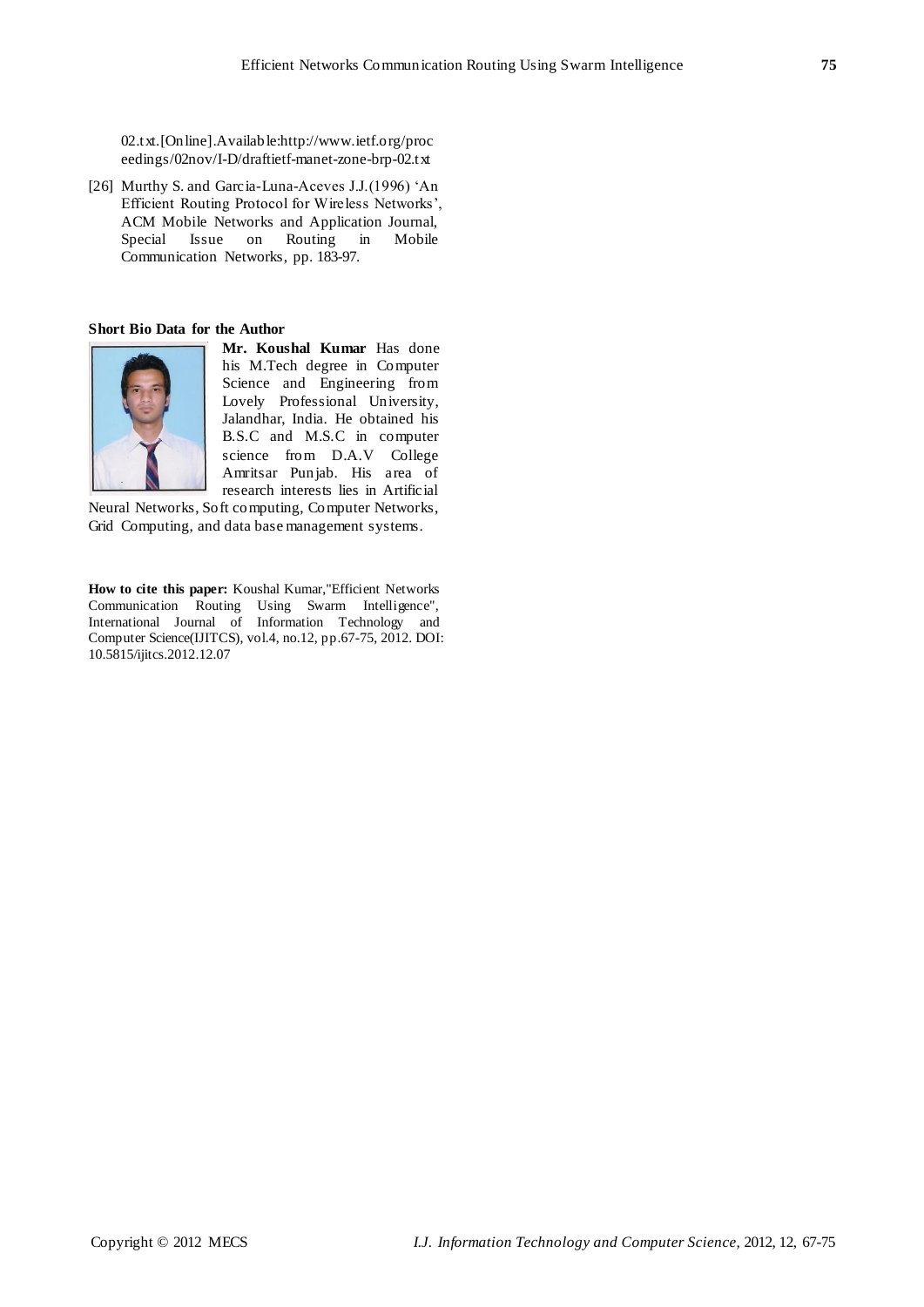02.txt.[Online].Available:http://www.ietf.org/proceedings/02nov/I-D/draftietf-manet-zone-brp-02.txt

[26] Murthy S. and Garcia-Luna-Aceves J.J.(1996) 'An Efficient Routing Protocol for Wireless Networks', ACM Mobile Networks and Application Journal, Special Issue on Routing in Mobile Communication Networks, pp. 183-97.

**Short Bio Data for the Author**

**Mr. Koushal Kumar** Has done his M.Tech degree in Computer Science and Engineering from Lovely Professional University, Jalandhar, India. He obtained his B.S.C and M.S.C in computer science from D.A.V College Amritsar Punjab. His area of research interests lies in Artificial Neural Networks, Soft computing, Computer Networks, Grid Computing, and data base management systems.

**How to cite this paper:** Koushal Kumar,"Efficient Networks Communication Routing Using Swarm Intelligence", International Journal of Information Technology and Computer Science(IJITCS), vol.4, no.12, pp.67-75, 2012. DOI: 10.5815/ijitcs.2012.12.07